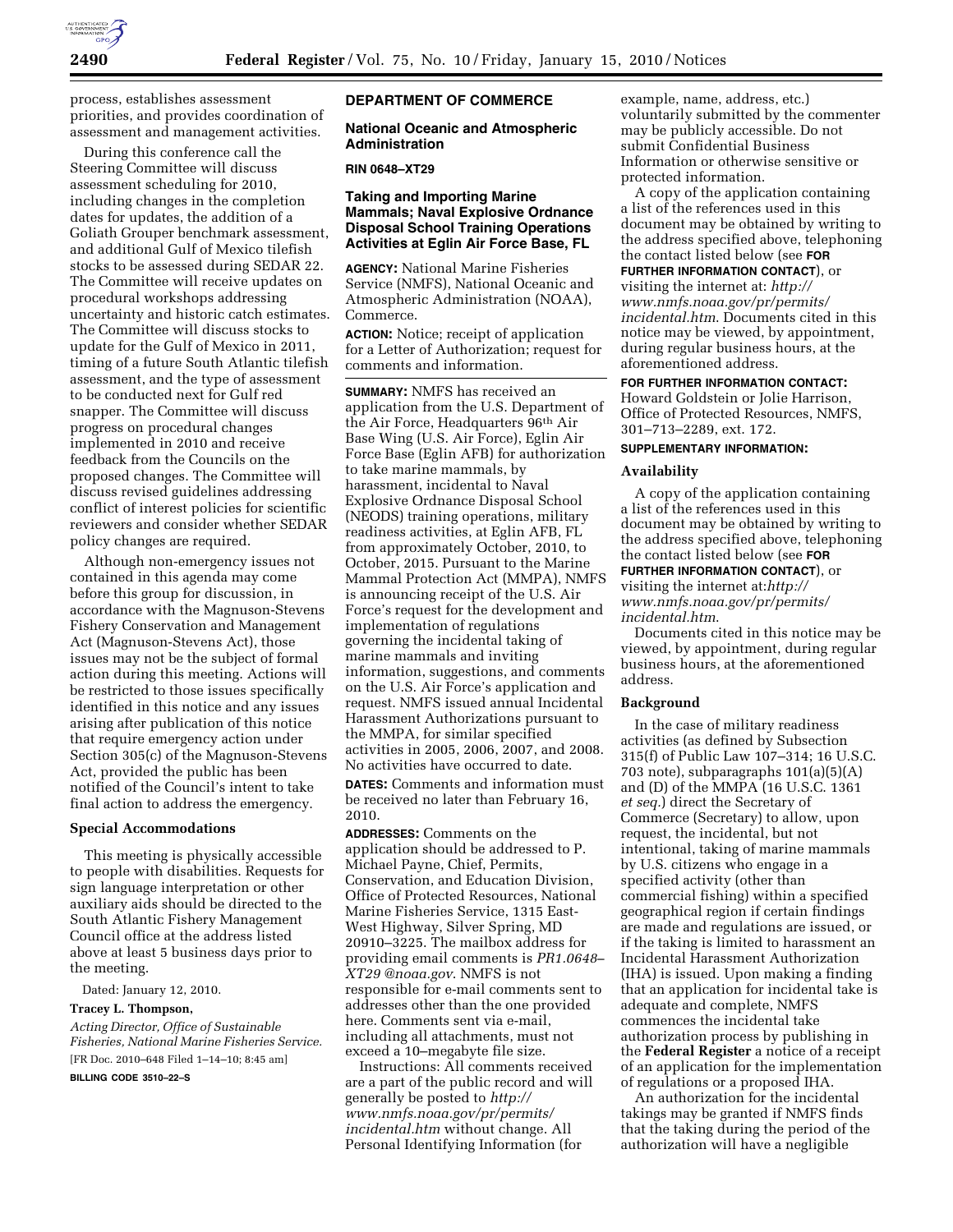process, establishes assessment priorities, and provides coordination of assessment and management activities.

During this conference call the Steering Committee will discuss assessment scheduling for 2010, including changes in the completion dates for updates, the addition of a Goliath Grouper benchmark assessment, and additional Gulf of Mexico tilefish stocks to be assessed during SEDAR 22. The Committee will receive updates on procedural workshops addressing uncertainty and historic catch estimates. The Committee will discuss stocks to update for the Gulf of Mexico in 2011, timing of a future South Atlantic tilefish assessment, and the type of assessment to be conducted next for Gulf red snapper. The Committee will discuss progress on procedural changes implemented in 2010 and receive feedback from the Councils on the proposed changes. The Committee will discuss revised guidelines addressing conflict of interest policies for scientific reviewers and consider whether SEDAR policy changes are required.

Although non-emergency issues not contained in this agenda may come before this group for discussion, in accordance with the Magnuson-Stevens Fishery Conservation and Management Act (Magnuson-Stevens Act), those issues may not be the subject of formal action during this meeting. Actions will be restricted to those issues specifically identified in this notice and any issues arising after publication of this notice that require emergency action under Section 305(c) of the Magnuson-Stevens Act, provided the public has been notified of the Council's intent to take final action to address the emergency.

### Special Accommodations

This meeting is physically accessible to people with disabilities. Requests for sign language interpretation or other auxiliary aids should be directed to the South Atlantic Fishery Management Council office at the address listed above at least 5 business days prior to the meeting.

Dated: January 12, 2010.

**Tracey L. Thompson,**

*Acting Director, Office of Sustainable Fisheries, National Marine Fisheries Service.*

[FR Doc. 2010–648 Filed 1–14–10; 8:45 am]

**BILLING CODE 3510–22–S**

## DEPARTMENT OF COMMERCE

### National Oceanic and Atmospheric Administration

**RIN 0648–XT29**

### Taking and Importing Marine Mammals; Naval Explosive Ordnance Disposal School Training Operations Activities at Eglin Air Force Base, FL

**AGENCY:** National Marine Fisheries Service (NMFS), National Oceanic and Atmospheric Administration (NOAA), Commerce.

**ACTION:** Notice; receipt of application for a Letter of Authorization; request for comments and information.

**SUMMARY:** NMFS has received an application from the U.S. Department of the Air Force, Headquarters 96th Air Base Wing (U.S. Air Force), Eglin Air Force Base (Eglin AFB) for authorization to take marine mammals, by harassment, incidental to Naval Explosive Ordnance Disposal School (NEODS) training operations, military readiness activities, at Eglin AFB, FL from approximately October, 2010, to October, 2015. Pursuant to the Marine Mammal Protection Act (MMPA), NMFS is announcing receipt of the U.S. Air Force's request for the development and implementation of regulations governing the incidental taking of marine mammals and inviting information, suggestions, and comments on the U.S. Air Force's application and request. NMFS issued annual Incidental Harassment Authorizations pursuant to the MMPA, for similar specified activities in 2005, 2006, 2007, and 2008. No activities have occurred to date.

**DATES:** Comments and information must be received no later than February 16, 2010.

**ADDRESSES:** Comments on the application should be addressed to P. Michael Payne, Chief, Permits, Conservation, and Education Division, Office of Protected Resources, National Marine Fisheries Service, 1315 East-West Highway, Silver Spring, MD 20910–3225. The mailbox address for providing email comments is *PR1.0648–XT29 @noaa.gov*. NMFS is not responsible for e-mail comments sent to addresses other than the one provided here. Comments sent via e-mail, including all attachments, must not exceed a 10–megabyte file size.

Instructions: All comments received are a part of the public record and will generally be posted to *http://www.nmfs.noaa.gov/pr/permits/incidental.htm* without change. All Personal Identifying Information (for example, name, address, etc.) voluntarily submitted by the commenter may be publicly accessible. Do not submit Confidential Business Information or otherwise sensitive or protected information.

A copy of the application containing a list of the references used in this document may be obtained by writing to the address specified above, telephoning the contact listed below (see **FOR FURTHER INFORMATION CONTACT**), or visiting the internet at: *http://www.nmfs.noaa.gov/pr/permits/incidental.htm*. Documents cited in this notice may be viewed, by appointment, during regular business hours, at the aforementioned address.

**FOR FURTHER INFORMATION CONTACT:** Howard Goldstein or Jolie Harrison, Office of Protected Resources, NMFS, 301–713–2289, ext. 172.

**SUPPLEMENTARY INFORMATION:**

### Availability

A copy of the application containing a list of the references used in this document may be obtained by writing to the address specified above, telephoning the contact listed below (see **FOR FURTHER INFORMATION CONTACT**), or visiting the internet at:*http://www.nmfs.noaa.gov/pr/permits/incidental.htm*.

Documents cited in this notice may be viewed, by appointment, during regular business hours, at the aforementioned address.

### Background

In the case of military readiness activities (as defined by Subsection 315(f) of Public Law 107–314; 16 U.S.C. 703 note), subparagraphs 101(a)(5)(A) and (D) of the MMPA (16 U.S.C. 1361 *et seq.*) direct the Secretary of Commerce (Secretary) to allow, upon request, the incidental, but not intentional, taking of marine mammals by U.S. citizens who engage in a specified activity (other than commercial fishing) within a specified geographical region if certain findings are made and regulations are issued, or if the taking is limited to harassment an Incidental Harassment Authorization (IHA) is issued. Upon making a finding that an application for incidental take is adequate and complete, NMFS commences the incidental take authorization process by publishing in the **Federal Register** a notice of a receipt of an application for the implementation of regulations or a proposed IHA.

An authorization for the incidental takings may be granted if NMFS finds that the taking during the period of the authorization will have a negligible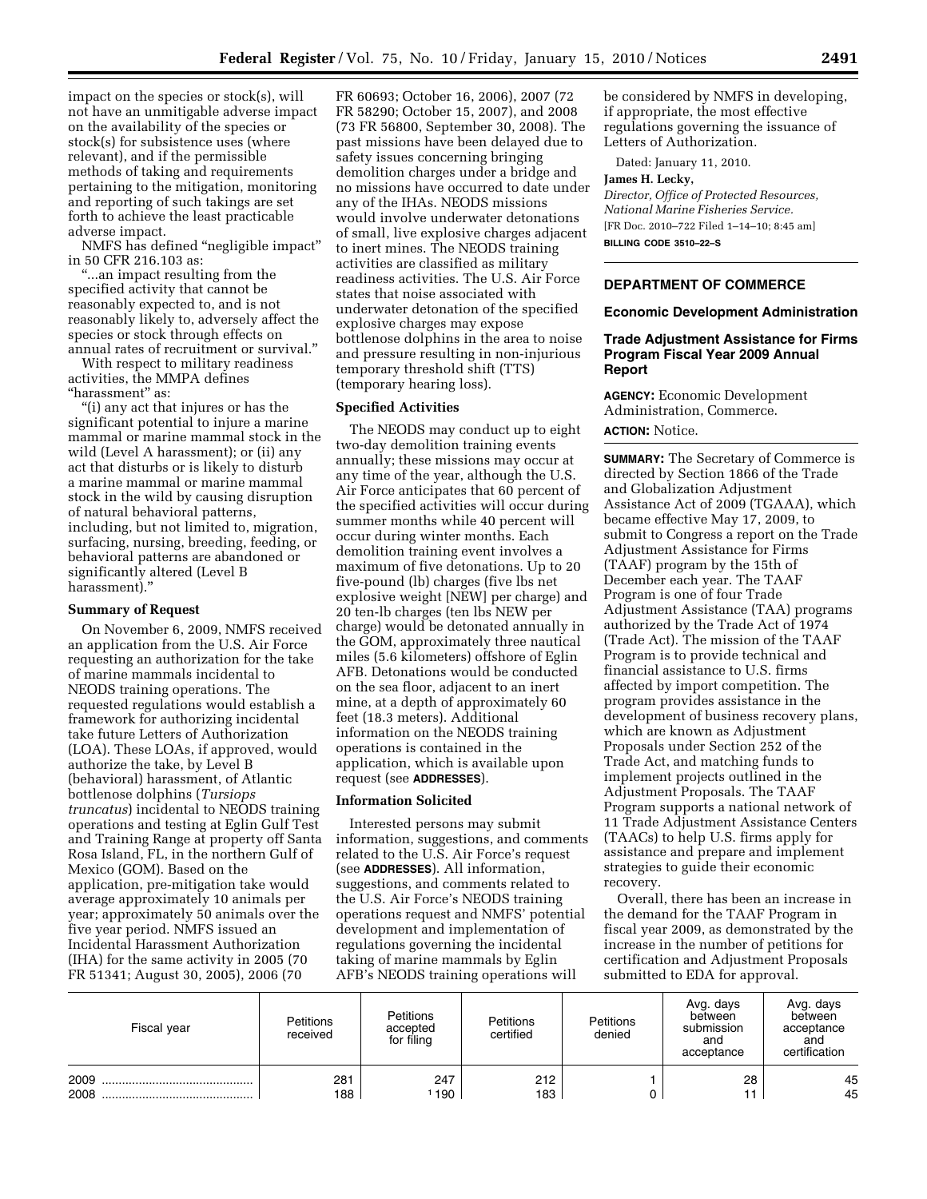impact on the species or stock(s), will not have an unmitigable adverse impact on the availability of the species or stock(s) for subsistence uses (where relevant), and if the permissible methods of taking and requirements pertaining to the mitigation, monitoring and reporting of such takings are set forth to achieve the least practicable adverse impact.

NMFS has defined "negligible impact" in 50 CFR 216.103 as:

"...an impact resulting from the specified activity that cannot be reasonably expected to, and is not reasonably likely to, adversely affect the species or stock through effects on annual rates of recruitment or survival."

With respect to military readiness activities, the MMPA defines "harassment" as:

"(i) any act that injures or has the significant potential to injure a marine mammal or marine mammal stock in the wild (Level A harassment); or (ii) any act that disturbs or is likely to disturb a marine mammal or marine mammal stock in the wild by causing disruption of natural behavioral patterns, including, but not limited to, migration, surfacing, nursing, breeding, feeding, or behavioral patterns are abandoned or significantly altered (Level B harassment)."

**Summary of Request**

On November 6, 2009, NMFS received an application from the U.S. Air Force requesting an authorization for the take of marine mammals incidental to NEODS training operations. The requested regulations would establish a framework for authorizing incidental take future Letters of Authorization (LOA). These LOAs, if approved, would authorize the take, by Level B (behavioral) harassment, of Atlantic bottlenose dolphins (*Tursiops truncatus*) incidental to NEODS training operations and testing at Eglin Gulf Test and Training Range at property off Santa Rosa Island, FL, in the northern Gulf of Mexico (GOM). Based on the application, pre-mitigation take would average approximately 10 animals per year; approximately 50 animals over the five year period. NMFS issued an Incidental Harassment Authorization (IHA) for the same activity in 2005 (70 FR 51341; August 30, 2005), 2006 (70 FR 60693; October 16, 2006), 2007 (72 FR 58290; October 15, 2007), and 2008 (73 FR 56800, September 30, 2008). The past missions have been delayed due to safety issues concerning bringing demolition charges under a bridge and no missions have occurred to date under any of the IHAs. NEODS missions would involve underwater detonations of small, live explosive charges adjacent to inert mines. The NEODS training activities are classified as military readiness activities. The U.S. Air Force states that noise associated with underwater detonation of the specified explosive charges may expose bottlenose dolphins in the area to noise and pressure resulting in non-injurious temporary threshold shift (TTS) (temporary hearing loss).

**Specified Activities**

The NEODS may conduct up to eight two-day demolition training events annually; these missions may occur at any time of the year, although the U.S. Air Force anticipates that 60 percent of the specified activities will occur during summer months while 40 percent will occur during winter months. Each demolition training event involves a maximum of five detonations. Up to 20 five-pound (lb) charges (five lbs net explosive weight [NEW] per charge) and 20 ten-lb charges (ten lbs NEW per charge) would be detonated annually in the GOM, approximately three nautical miles (5.6 kilometers) offshore of Eglin AFB. Detonations would be conducted on the sea floor, adjacent to an inert mine, at a depth of approximately 60 feet (18.3 meters). Additional information on the NEODS training operations is contained in the application, which is available upon request (see **ADDRESSES**).

**Information Solicited**

Interested persons may submit information, suggestions, and comments related to the U.S. Air Force's request (see **ADDRESSES**). All information, suggestions, and comments related to the U.S. Air Force's NEODS training operations request and NMFS' potential development and implementation of regulations governing the incidental taking of marine mammals by Eglin AFB's NEODS training operations will be considered by NMFS in developing, if appropriate, the most effective regulations governing the issuance of Letters of Authorization.

Dated: January 11, 2010.

**James H. Lecky,**

*Director, Office of Protected Resources, National Marine Fisheries Service.*

[FR Doc. 2010–722 Filed 1–14–10; 8:45 am]

**BILLING CODE 3510–22–S**

## DEPARTMENT OF COMMERCE

### Economic Development Administration

### Trade Adjustment Assistance for Firms Program Fiscal Year 2009 Annual Report

**AGENCY:** Economic Development Administration, Commerce.

**ACTION:** Notice.

**SUMMARY:** The Secretary of Commerce is directed by Section 1866 of the Trade and Globalization Adjustment Assistance Act of 2009 (TGAAA), which became effective May 17, 2009, to submit to Congress a report on the Trade Adjustment Assistance for Firms (TAAF) program by the 15th of December each year. The TAAF Program is one of four Trade Adjustment Assistance (TAA) programs authorized by the Trade Act of 1974 (Trade Act). The mission of the TAAF Program is to provide technical and financial assistance to U.S. firms affected by import competition. The program provides assistance in the development of business recovery plans, which are known as Adjustment Proposals under Section 252 of the Trade Act, and matching funds to implement projects outlined in the Adjustment Proposals. The TAAF Program supports a national network of 11 Trade Adjustment Assistance Centers (TAACs) to help U.S. firms apply for assistance and prepare and implement strategies to guide their economic recovery.

Overall, there has been an increase in the demand for the TAAF Program in fiscal year 2009, as demonstrated by the increase in the number of petitions for certification and Adjustment Proposals submitted to EDA for approval.

| Fiscal year | Petitions received | Petitions accepted for filing | Petitions certified | Petitions denied | Avg. days between submission and acceptance | Avg. days between acceptance and certification |
|---|---|---|---|---|---|---|
| 2009 | 281 | 247 | 212 | 1 | 28 | 45 |
| 2008 | 188 | [1] 190 | 183 | 0 | 11 | 45 |